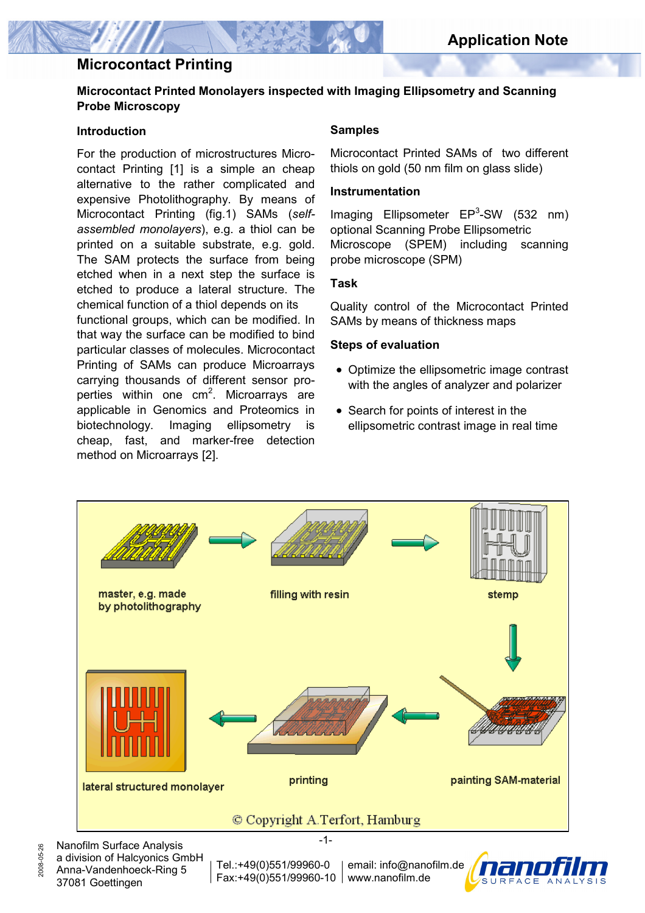# Microcontact Printing

## Microcontact Printed Monolayers inspected with Imaging Ellipsometry and Scanning Probe Microscopy

### Introduction

For the production of microstructures Microcontact Printing [1] is a simple an cheap alternative to the rather complicated and expensive Photolithography. By means of Microcontact Printing (fig.1) SAMs (*self-assembled monolayers*), e.g. a thiol can be printed on a suitable substrate, e.g. gold. The SAM protects the surface from being etched when in a next step the surface is etched to produce a lateral structure. The chemical function of a thiol depends on its functional groups, which can be modified. In that way the surface can be modified to bind particular classes of molecules. Microcontact Printing of SAMs can produce Microarrays carrying thousands of different sensor properties within one $cm^2$. Microarrays are applicable in Genomics and Proteomics in biotechnology. Imaging ellipsometry is cheap, fast, and marker-free detection method on Microarrays [2].

### Samples

Microcontact Printed SAMs of two different thiols on gold (50 nm film on glass slide)

### Instrumentation

Imaging Ellipsometer $EP^3$-SW (532 nm) optional Scanning Probe Ellipsometric Microscope (SPEM) including scanning probe microscope (SPM)

### Task

Quality control of the Microcontact Printed SAMs by means of thickness maps

### Steps of evaluation

- Optimize the ellipsometric image contrast with the angles of analyzer and polarizer
- Search for points of interest in the ellipsometric contrast image in real time

master, e.g. made by photolithography → filling with resin → stemp → painting SAM-material → printing → lateral structured monolayer

© Copyright A.Terfort, Hamburg

Nanofilm Surface Analysis
a division of Halcyonics GmbH
Anna-Vandenhoeck-Ring 5
37081 Goettingen

Tel.:+49(0)551/99960-0
Fax:+49(0)551/99960-10

email: info@nanofilm.de
www.nanofilm.de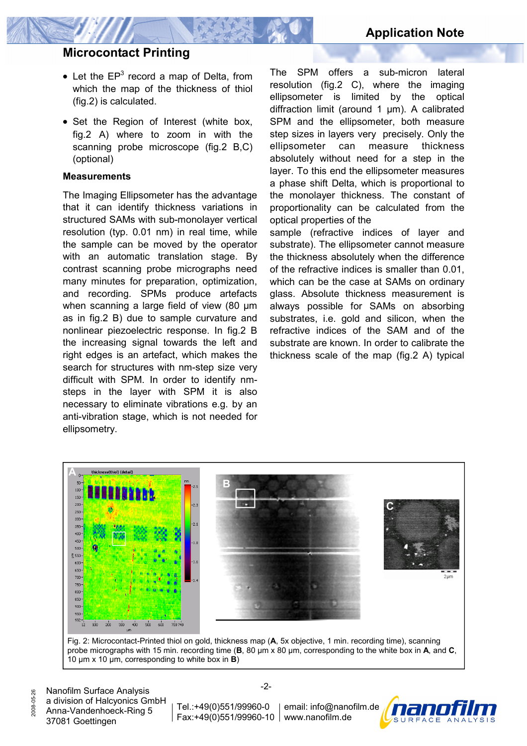## Microcontact Printing

- Let the EP[3] record a map of Delta, from which the map of the thickness of thiol (fig.2) is calculated.
- Set the Region of Interest (white box, fig.2 A) where to zoom in with the scanning probe microscope (fig.2 B,C) (optional)

### Measurements

The Imaging Ellipsometer has the advantage that it can identify thickness variations in structured SAMs with sub-monolayer vertical resolution (typ. 0.01 nm) in real time, while the sample can be moved by the operator with an automatic translation stage. By contrast scanning probe micrographs need many minutes for preparation, optimization, and recording. SPMs produce artefacts when scanning a large field of view (80 µm as in fig.2 B) due to sample curvature and nonlinear piezoelectric response. In fig.2 B the increasing signal towards the left and right edges is an artefact, which makes the search for structures with nm-step size very difficult with SPM. In order to identify nm-steps in the layer with SPM it is also necessary to eliminate vibrations e.g. by an anti-vibration stage, which is not needed for ellipsometry.

The SPM offers a sub-micron lateral resolution (fig.2 C), where the imaging ellipsometer is limited by the optical diffraction limit (around 1 µm). A calibrated SPM and the ellipsometer, both measure step sizes in layers very precisely. Only the ellipsometer can measure thickness absolutely without need for a step in the layer. To this end the ellipsometer measures a phase shift Delta, which is proportional to the monolayer thickness. The constant of proportionality can be calculated from the optical properties of the sample (refractive indices of layer and substrate). The ellipsometer cannot measure the thickness absolutely when the difference of the refractive indices is smaller than 0.01, which can be the case at SAMs on ordinary glass. Absolute thickness measurement is always possible for SAMs on absorbing substrates, i.e. gold and silicon, when the refractive indices of the SAM and of the substrate are known. In order to calibrate the thickness scale of the map (fig.2 A) typical

Fig. 2: Microcontact-Printed thiol on gold, thickness map (**A**, 5x objective, 1 min. recording time), scanning probe micrographs with 15 min. recording time (**B**, 80 µm x 80 µm, corresponding to the white box in **A**, and **C**, 10 µm x 10 µm, corresponding to white box in **B**)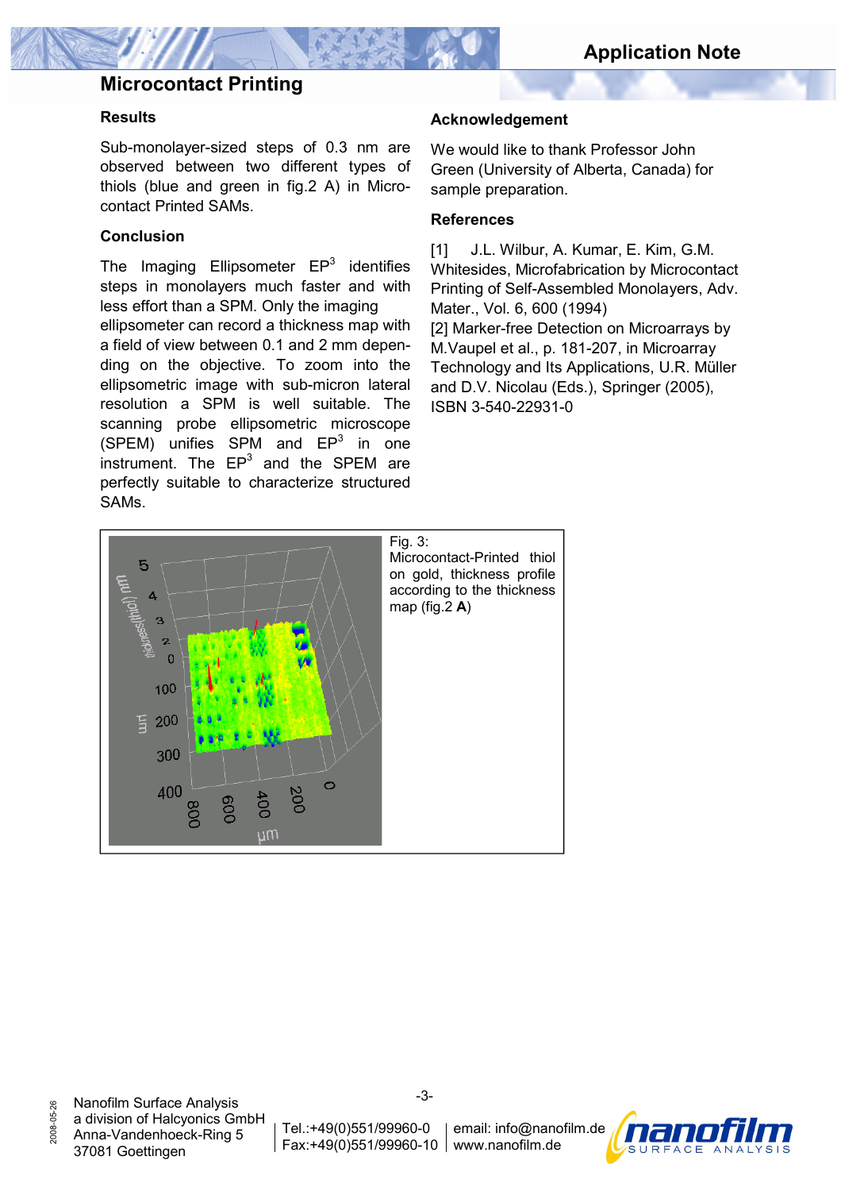## Microcontact Printing

### Results

Sub-monolayer-sized steps of 0.3 nm are observed between two different types of thiols (blue and green in fig.2 A) in Micro-contact Printed SAMs.

### Conclusion

The Imaging Ellipsometer EP$^3$ identifies steps in monolayers much faster and with less effort than a SPM. Only the imaging ellipsometer can record a thickness map with a field of view between 0.1 and 2 mm depending on the objective. To zoom into the ellipsometric image with sub-micron lateral resolution a SPM is well suitable. The scanning probe ellipsometric microscope (SPEM) unifies SPM and EP$^3$ in one instrument. The EP$^3$ and the SPEM are perfectly suitable to characterize structured SAMs.

### Acknowledgement

We would like to thank Professor John Green (University of Alberta, Canada) for sample preparation.

### References

[1] J.L. Wilbur, A. Kumar, E. Kim, G.M. Whitesides, Microfabrication by Microcontact Printing of Self-Assembled Monolayers, Adv. Mater., Vol. 6, 600 (1994)

[2] Marker-free Detection on Microarrays by M.Vaupel et al., p. 181-207, in Microarray Technology and Its Applications, U.R. Müller and D.V. Nicolau (Eds.), Springer (2005), ISBN 3-540-22931-0

thickness(thiol) nm
5
4
3
2
0
µm
100
200
300
400
800
600
400
200
0
µm

Fig. 3: Microcontact-Printed thiol on gold, thickness profile according to the thickness map (fig.2 **A**)

Nanofilm Surface Analysis
a division of Halcyonics GmbH
Anna-Vandenhoeck-Ring 5
37081 Goettingen

Tel.:+49(0)551/99960-0
Fax:+49(0)551/99960-10

email: info@nanofilm.de
www.nanofilm.de